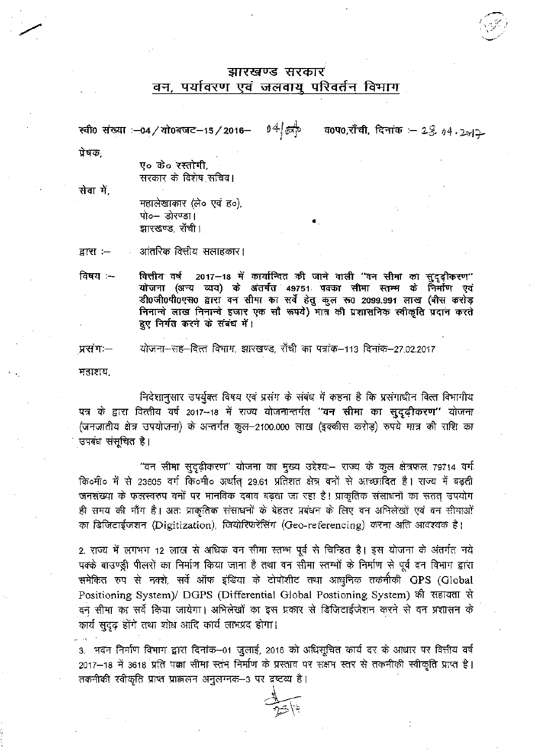# झारखण्ड सरकार
## वन, पर्यावरण एवं जलवायु परिवर्तन विभाग

स्वी० संख्या :–04 / यो०बजट–15 / 2016– 04/ वप० वप0,राँची, दिनांक :– 28.04.2017

प्रेषक,

ए० के० रस्तोगी,
सरकार के विशेष सचिव।

सेवा में,

महालेखाकार (ले० एवं ह०),
पो०– डोरण्डा।
झारखण्ड, राँची।

द्वारा :– आंतरिक वित्तीय सलाहकार।

विषय :– **वित्तीय वर्ष 2017–18 में कार्यान्वित की जाने वाली "वन सीमा का सुदृढ़ीकरण" योजना (अन्य व्यय) के अंतर्गत 49751 पक्का सीमा स्तम्भ के निर्माण एवं डी०जी०पी०एस० द्वारा वन सीमा का सर्वे हेतु कुल रू० 2099.991 लाख (बीस करोड़ निनान्वे लाख निनान्वे हजार एक सौ रूपये) मात्र की प्रशासनिक स्वीकृति प्रदान करते हुए निर्गत करने के संबंध में।**

प्रसंगः– योजना–सह–वित्त विभाग, झारखण्ड, राँची का पत्रांक–113 दिनांक–27.02.2017

महाशय,

निदेशानुसार उपर्युक्त विषय एवं प्रसंग के संबंध में कहना है कि प्रसंगाधीन वित्त विभागीय पत्र के द्वारा वित्तीय वर्ष 2017–18 में राज्य योजनान्तर्गत **"वन सीमा का सुदृढ़ीकरण"** योजना (जनजातीय क्षेत्र उपयोजना) के अन्तर्गत कुल–2100.000 लाख (इक्कीस करोड़) रुपये मात्र की राशि का उपबंध संसूचित है।

"वन सीमा सुदृढ़ीकरण" योजना का मुख्य उद्देश्यः– राज्य के कुल क्षेत्रफल 79714 वर्ग कि०मी० में से 23605 वर्ग कि०मी० अर्थात् 29.61 प्रतिशत क्षेत्र वनों से आच्छादित है। राज्य में बढ़ती जनसंख्या के फलस्वरुप वनों पर मानविक दबाव बढ़ता जा रहा है। प्राकृतिक संसाधनों का सतत् उपयोग ही समय की माँग है। अतः प्राकृतिक संसाधनों के बेहतर प्रबंधन के लिए वन अभिलेखों एवं वन सीमाओं का डिजिटाईजशन (Digitization), जियोरिफरेंसिंग (Geo-referencing) करना अति आवश्यक है।

2. राज्य में लगभग 12 लाख से अधिक वन सीमा स्तम्भ पूर्व से चिन्हित है। इस योजना के अंतर्गत नये पक्के बाउण्ड्री पीलरों का निर्माण किया जाना है तथा वन सीमा स्तम्भों के निर्माण से पूर्व वन विभाग द्वारा समेकित रुप से नक्शे, सर्वे ऑफ इंडिया के टोपोशीट तथा आधुनिक तकनीकी GPS (Global Positioning System)/ DGPS (Differential Global Postioning System) की सहायता से वन सीमा का सर्वे किया जायेगा। अभिलेखों का इस प्रकार से डिजिटाईजेशन करने से वन प्रशासन के कार्य सुदृढ़ होंगे तथा शोध आदि कार्य लाभप्रद होगा।

3. भवन निर्माण विभाग द्वारा दिनांक–01 जुलाई, 2016 को अधिसूचित कार्य दर के आधार पर वित्तीय वर्ष 2017–18 में 3618 प्रति पक्का सीमा स्तंभ निर्माण के प्रस्ताव पर सक्षम स्तर से तकनीकी स्वीकृति प्राप्त है। तकनीकी स्वीकृति प्राप्त प्राक्कलन अनुलग्नक–3 पर द्रष्टव्य है।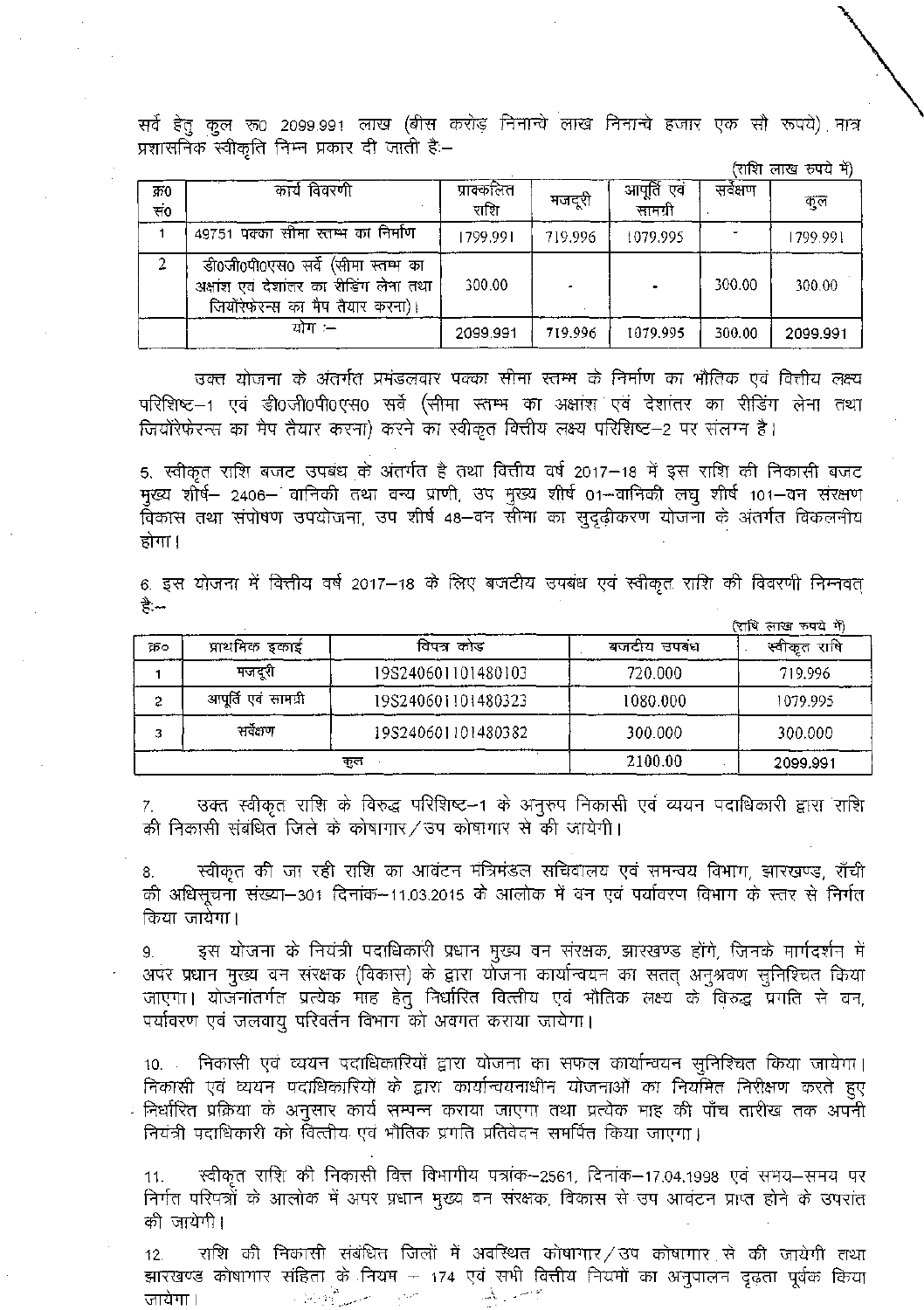सर्वे हेतु कुल रू0 2099.991 लाख (बीस करोड़ निनान्बे लाख निनान्बे हजार एक सौ रूपये) मात्र प्रशासनिक स्वीकृति निम्न प्रकार दी जाती है:–

(राशि लाख रुपये में)

| क्र0 सं0 | कार्य विवरणी | प्राक्कलित राशि | मजदूरी | आपूर्ति एवं सामग्री | सर्वेक्षण | कुल |
|---|---|---|---|---|---|---|
| 1 | 49751 पक्का सीमा स्तम्भ का निर्माण | 1799.991 | 719.996 | 1079.995 | - | 1799.991 |
| 2 | डी0जी0पी0एस0 सर्वे (सीमा स्तम्भ का अक्षांश एवं देशांतर का रीडिंग लेना तथा जियोरेफरेन्स का मैप तैयार करना)। | 300.00 | - | - | 300.00 | 300.00 |
| | योग :– | 2099.991 | 719.996 | 1079.995 | 300.00 | 2099.991 |

उक्त योजना के अंतर्गत प्रमंडलवार पक्का सीमा स्तम्भ के निर्माण का भौतिक एवं वित्तीय लक्ष्य परिशिष्ट–1 एवं डी0जी0पी0एस0 सर्वे (सीमा स्तम्भ का अक्षांश एवं देशांतर का रीडिंग लेना तथा जियोरेफेरन्स का मैप तैयार करना) करने का स्वीकृत वित्तीय लक्ष्य परिशिष्ट–2 पर संलग्न है।

5. स्वीकृत राशि बजट उपबंध के अंतर्गत है तथा वित्तीय वर्ष 2017–18 में इस राशि की निकासी बजट मुख्य शीर्ष– 2406– वानिकी तथा वन्य प्राणी, उप मुख्य शीर्ष 01–वानिकी लघु शीर्ष 101–वन संरक्षण विकास तथा संपोषण उपयोजना, उप शीर्ष 48–वन सीमा का सुदृढ़ीकरण योजना के अंतर्गत विकलनीय होगा।

6. इस योजना में वित्तीय वर्ष 2017–18 के लिए बजटीय उपबंध एवं स्वीकृत राशि की विवरणी निम्नवत् है:–

(राशि लाख रुपये में)

| क्र0 | प्राथमिक इकाई | विपत्र कोड | बजटीय उपबंध | स्वीकृत राशि |
|---|---|---|---|---|
| 1 | मजदूरी | 19S240601101480103 | 720.000 | 719.996 |
| 2 | आपूर्ति एवं सामग्री | 19S240601101480323 | 1080.000 | 1079.995 |
| 3 | सर्वेक्षण | 19S240601101480382 | 300.000 | 300.000 |
| | कुल | | 2100.00 | 2099.991 |

7. उक्त स्वीकृत राशि के विरुद्ध परिशिष्ट–1 के अनुरुप निकासी एवं व्ययन पदाधिकारी द्वारा राशि की निकासी संबंधित जिले के कोषागार/उप कोषागार से की जायेगी।

8. स्वीकृत की जा रही राशि का आवंटन मंत्रिमंडल सचिवालय एवं समन्वय विभाग, झारखण्ड, राँची की अधिसूचना संख्या–301 दिनांक–11.03.2015 के आलोक में वन एवं पर्यावरण विभाग के स्तर से निर्गत किया जायेगा।

9. इस योजना के नियंत्री पदाधिकारी प्रधान मुख्य वन संरक्षक, झारखण्ड होंगे, जिनके मार्गदर्शन में अपर प्रधान मुख्य वन संरक्षक (विकास) के द्वारा योजना कार्यान्वयन का सतत् अनुश्रवण सुनिश्चित किया जाएगा। योजनांतर्गत प्रत्येक माह हेतु निर्धारित वित्तीय एवं भौतिक लक्ष्य के विरुद्ध प्रगति से वन, पर्यावरण एवं जलवायु परिवर्तन विभाग को अवगत कराया जायेगा।

10. निकासी एवं व्ययन पदाधिकारियों द्वारा योजना का सफल कार्यान्वयन सुनिश्चित किया जायेगा। निकासी एवं व्ययन पदाधिकारियों के द्वारा कार्यान्वयनाधीन योजनाओं का नियमित निरीक्षण करते हुए निर्धारित प्रक्रिया के अनुसार कार्य सम्पन्न कराया जाएगा तथा प्रत्येक माह की पाँच तारीख तक अपनी नियंत्री पदाधिकारी को वित्तीय एवं भौतिक प्रगति प्रतिवेदन समर्पित किया जाएगा।

11. स्वीकृत राशि की निकासी वित्त विभागीय पत्रांक–2561, दिनांक–17.04.1998 एवं समय–समय पर निर्गत परिपत्रों के आलोक में अपर प्रधान मुख्य वन संरक्षक, विकास से उप आवंटन प्राप्त होने के उपरांत की जायेगी।

12. राशि की निकासी संबंधित जिलों में अवस्थित कोषागार/उप कोषागार से की जायेगी तथा झारखण्ड कोषागार संहिता के नियम – 174 एवं सभी वित्तीय नियमों का अनुपालन दृढ़ता पूर्वक किया जायेगा।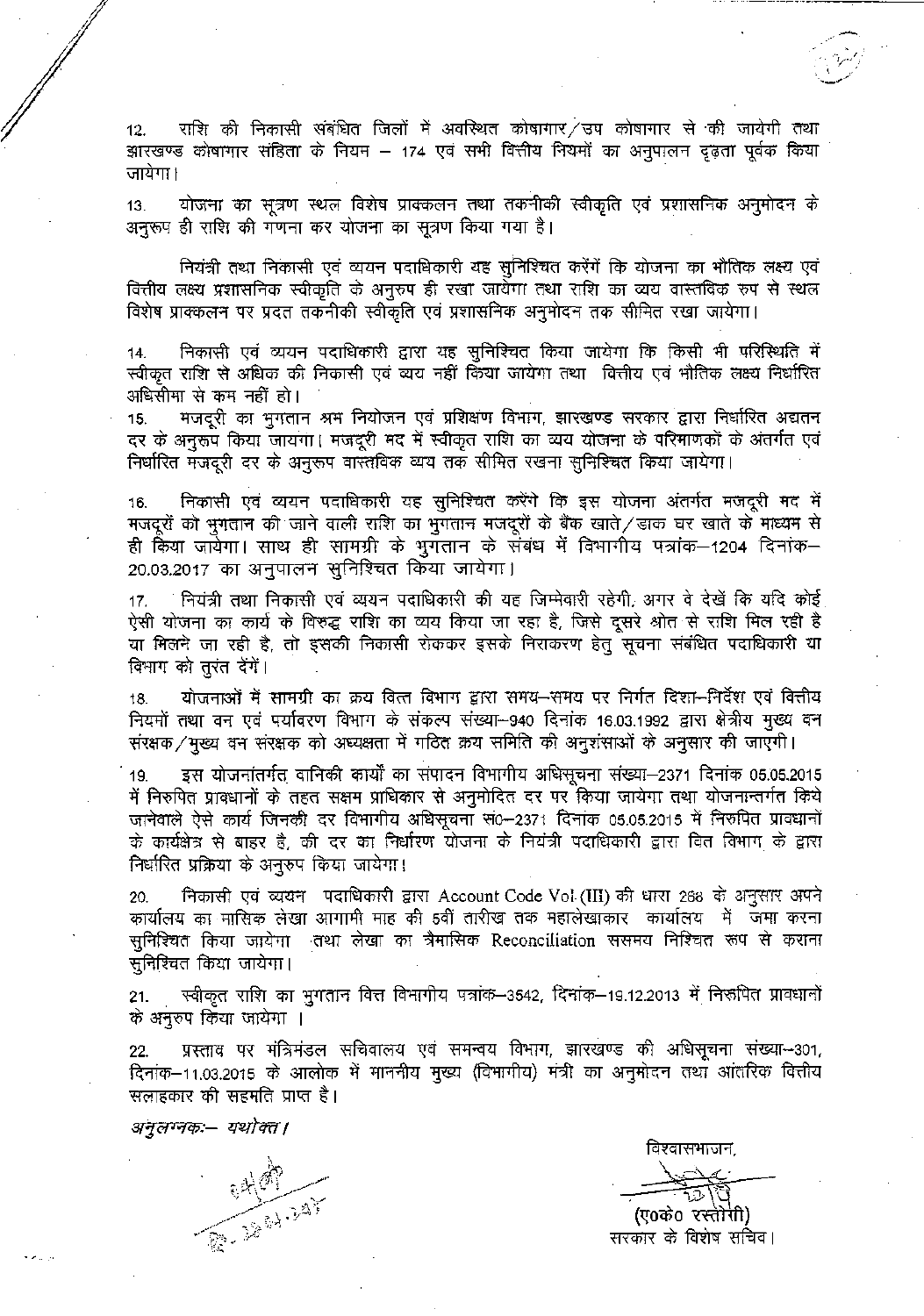12. राशि की निकासी संबंधित जिलों में अवस्थित कोषागार/उप कोषागार से की जायेगी तथा झारखण्ड कोषागार संहिता के नियम – 174 एवं सभी वित्तीय नियमों का अनुपालन दृढ़ता पूर्वक किया जायेगा।

13. योजना का सूत्रण स्थल विशेष प्राक्कलन तथा तकनीकी स्वीकृति एवं प्रशासनिक अनुमोदन के अनुरूप ही राशि की गणना कर योजना का सूत्रण किया गया है।

नियंत्री तथा निकासी एवं व्ययन पदाधिकारी यह सुनिश्चित करेंगे कि योजना का भौतिक लक्ष्य एवं वित्तीय लक्ष्य प्रशासनिक स्वीकृति के अनुरुप ही रखा जायेगा तथा राशि का व्यय वास्तविक रुप से स्थल विशेष प्राक्कलन पर प्रदत तकनीकी स्वीकृति एवं प्रशासनिक अनुमोदन तक सीमित रखा जायेगा।

14. निकासी एवं व्ययन पदाधिकारी द्वारा यह सुनिश्चित किया जायेगा कि किसी भी परिस्थिति में स्वीकृत राशि से अधिक की निकासी एवं व्यय नहीं किया जायेगा तथा वित्तीय एवं भौतिक लक्ष्य निर्धारित अधिसीमा से कम नहीं हो।

15. मजदूरी का भुगतान श्रम नियोजन एवं प्रशिक्षण विभाग, झारखण्ड सरकार द्वारा निर्धारित अद्यतन दर के अनुरूप किया जायगा। मजदूरी मद में स्वीकृत राशि का व्यय योजना के परिमाणकों के अंतर्गत एवं निर्धारित मजदूरी दर के अनुरुप वास्तविक व्यय तक सीमित रखना सुनिश्चित किया जायेगा।

16. निकासी एवं व्ययन पदाधिकारी यह सुनिश्चित करेंगे कि इस योजना अंतर्गत मजदूरी मद में मजदूरों को भुगतान की जाने वाली राशि का भुगतान मजदूरों के बैंक खाते/डाक घर खाते के माध्यम से ही किया जायेगा। साथ ही सामग्री के भुगतान के संबंध में विभागीय पत्रांक–1204 दिनांक–20.03.2017 का अनुपालन सुनिश्चित किया जायेगा।

17. नियंत्री तथा निकासी एवं व्ययन पदाधिकारी की यह जिम्मेवारी रहेगी, अगर वे देखें कि यदि कोई ऐसी योजना का कार्य के विरुद्ध राशि का व्यय किया जा रहा है, जिसे दूसरे श्रोत से राशि मिल रही है या मिलने जा रही है, तो इसकी निकासी रोककर इसके निराकरण हेतु सूचना संबंधित पदाधिकारी या विभाग को तुरंत देंगें।

18. योजनाओं में सामग्री का क्रय वित्त विभाग द्वारा समय–समय पर निर्गत दिशा–निर्देश एवं वित्तीय नियमों तथा वन एवं पर्यावरण विभाग के संकल्प संख्या–940 दिनांक 16.03.1992 द्वारा क्षेत्रीय मुख्य वन संरक्षक/मुख्य वन संरक्षक की अध्यक्षता में गठित क्रय समिति की अनुशंसाओं के अनुसार की जाएगी।

19. इस योजनांतर्गत वानिकी कार्यों का संपादन विभागीय अधिसूचना संख्या–2371 दिनांक 05.05.2015 में निरुपित प्रावधानों के तहत सक्षम प्राधिकार से अनुमोदित दर पर किया जायेगा तथा योजनान्तर्गत किये जानेवाले ऐसे कार्य जिनकी दर विभागीय अधिसूचना सं0–2371 दिनांक 05.05.2015 में निरुपित प्रावधानों के कार्यक्षेत्र से बाहर है, की दर का निर्धारण योजना के नियंत्री पदाधिकारी द्वारा वित विभाग के द्वारा निर्धारित प्रक्रिया के अनुरुप किया जायेगा।

20. निकासी एवं व्ययन पदाधिकारी द्वारा Account Code Vol (III) की धारा 268 के अनुसार अपने कार्यालय का मासिक लेखा आगामी माह की 5वीं तारीख तक महालेखाकार कार्यालय में जमा करना सुनिश्चित किया जायेगा तथा लेखा का त्रैमासिक Reconciliation ससमय निश्चित रूप से कराना सुनिश्चित किया जायेगा।

21. स्वीकृत राशि का भुगतान वित्त विभागीय पत्रांक–3542, दिनांक–19.12.2013 में निरुपित प्रावधानों के अनुरुप किया जायेगा।

22. प्रस्ताव पर मंत्रिमंडल सचिवालय एवं समन्वय विभाग, झारखण्ड की अधिसूचना संख्या–301, दिनांक–11.03.2015 के आलोक में माननीय मुख्य (विभागीय) मंत्री का अनुमोदन तथा आंतरिक वित्तीय सलाहकार की सहमति प्राप्त है।

*अनुलग्नकः– यथोक्त।*

विश्वासभाजन,

(ए0के0 रस्तोगी)
सरकार के विशेष सचिव।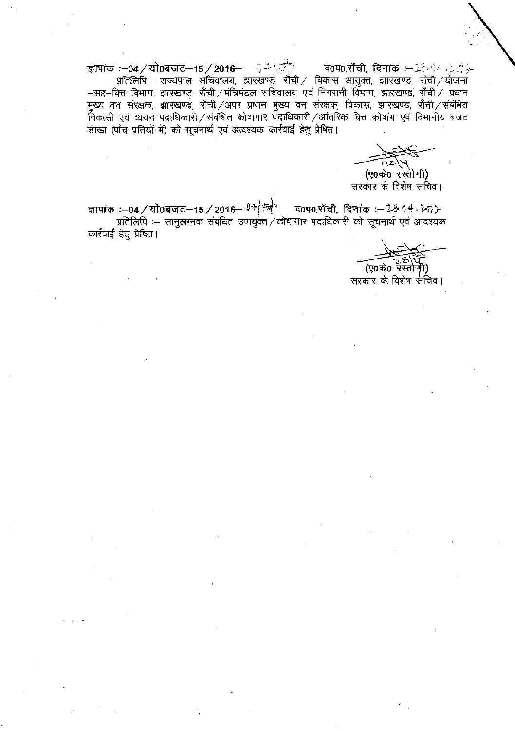ज्ञापांक :–04 / यो0बजट–15 / 2016– 54/ वं0प0,राँची, दिनांक :– 28.04.2017

प्रतिलिपि– राज्यपाल सचिवालय, झारखण्ड, राँची / विकास आयुक्त, झारखण्ड, राँची / योजना –सह–वित्त विभाग, झारखण्ड, राँची / मंत्रिमंडल सचिवालय एवं निगरानी विभाग, झारखण्ड, राँची / प्रधान मुख्य वन संरक्षक, झारखण्ड, राँची / अपर प्रधान मुख्य वन संरक्षक, विकास, झारखण्ड, राँची / संबंधित निकासी एवं व्ययन पदाधिकारी / संबंधित कोषागार पदाधिकारी / आंतरिक वित्त कोषांग एवं विभागीय बजट शाखा (पाँच प्रतियों में) को सूचनार्थ एवं आवश्यक कार्रवाई हेतु प्रेषित।

(ए0के0 रस्तोगी)
सरकार के विशेष सचिव।

ज्ञापांक :–04 / यो0बजट–15 / 2016– 54/ वं0प0,राँची, दिनांक :– 28.04.2017

प्रतिलिपि :– सानुलग्नक संबंधित उपायुक्त / कोषागार पदाधिकारी को सूचनार्थ एवं आवश्यक कार्रवाई हेतु प्रेषित।

(ए0के0 रस्तोगी)
सरकार के विशेष सचिव।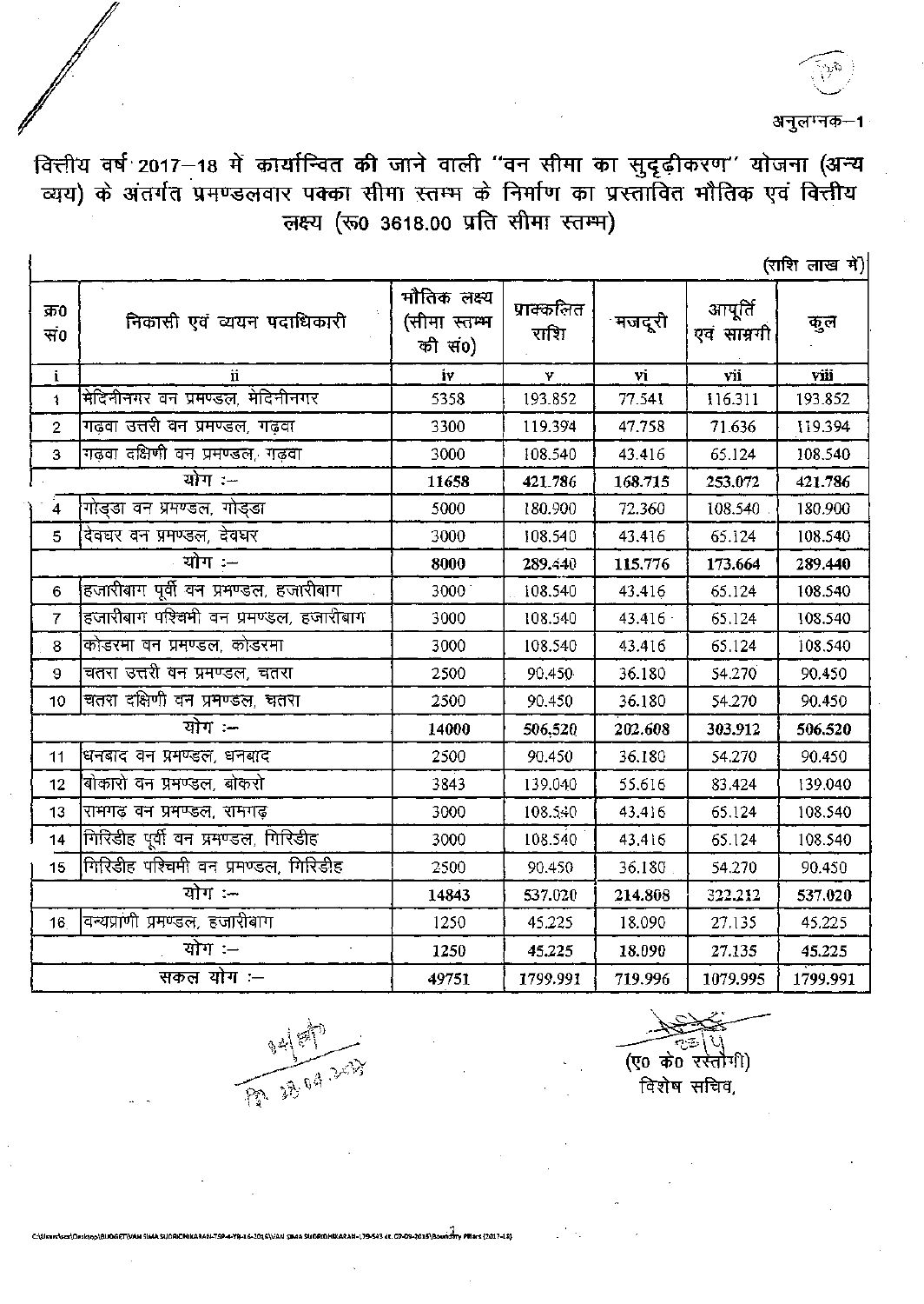अनुलग्नक–1

## वित्तीय वर्ष 2017–18 में कार्यान्वित की जाने वाली "वन सीमा का सुदृढ़ीकरण" योजना (अन्य व्यय) के अंतर्गत प्रमण्डलवार पक्का सीमा स्तम्भ के निर्माण का प्रस्तावित भौतिक एवं वित्तीय लक्ष्य (रू0 3618.00 प्रति सीमा स्तम्भ)

(राशि लाख में)

| क्र0 सं0 | निकासी एवं व्ययन पदाधिकारी | भौतिक लक्ष्य (सीमा स्तम्भ की सं0) | प्राक्कलित राशि | मजदूरी | आपूर्ति एवं सामग्री | कुल |
|---|---|---|---|---|---|---|
| i | ii | iv | v | vi | vii | viii |
| 1 | मेदिनीनगर वन प्रमण्डल, मेदिनीनगर | 5358 | 193.852 | 77.541 | 116.311 | 193.852 |
| 2 | गढ़वा उत्तरी वन प्रमण्डल, गढ़वा | 3300 | 119.394 | 47.758 | 71.636 | 119.394 |
| 3 | गढ़वा दक्षिणी वन प्रमण्डल, गढ़वा | 3000 | 108.540 | 43.416 | 65.124 | 108.540 |
| | **योग :–** | **11658** | **421.786** | **168.715** | **253.072** | **421.786** |
| 4 | गोड्डा वन प्रमण्डल, गोड्डा | 5000 | 180.900 | 72.360 | 108.540 | 180.900 |
| 5 | देवघर वन प्रमण्डल, देवघर | 3000 | 108.540 | 43.416 | 65.124 | 108.540 |
| | **योग :–** | **8000** | **289.440** | **115.776** | **173.664** | **289.440** |
| 6 | हजारीबाग पूर्वी वन प्रमण्डल, हजारीबाग | 3000 | 108.540 | 43.416 | 65.124 | 108.540 |
| 7 | हजारीबाग पश्चिमी वन प्रमण्डल, हजारीबाग | 3000 | 108.540 | 43.416 | 65.124 | 108.540 |
| 8 | कोडरमा वन प्रमण्डल, कोडरमा | 3000 | 108.540 | 43.416 | 65.124 | 108.540 |
| 9 | चतरा उत्तरी वन प्रमण्डल, चतरा | 2500 | 90.450 | 36.180 | 54.270 | 90.450 |
| 10 | चतरा दक्षिणी वन प्रमण्डल, चतरा | 2500 | 90.450 | 36.180 | 54.270 | 90.450 |
| | **योग :–** | **14000** | **506.520** | **202.608** | **303.912** | **506.520** |
| 11 | धनबाद वन प्रमण्डल, धनबाद | 2500 | 90.450 | 36.180 | 54.270 | 90.450 |
| 12 | बोकारो वन प्रमण्डल, बोकारो | 3843 | 139.040 | 55.616 | 83.424 | 139.040 |
| 13 | रामगढ़ वन प्रमण्डल, रामगढ़ | 3000 | 108.540 | 43.416 | 65.124 | 108.540 |
| 14 | गिरिडीह पूर्वी वन प्रमण्डल, गिरिडीह | 3000 | 108.540 | 43.416 | 65.124 | 108.540 |
| 15 | गिरिडीह पश्चिमी वन प्रमण्डल, गिरिडीह | 2500 | 90.450 | 36.180 | 54.270 | 90.450 |
| | **योग :–** | **14843** | **537.020** | **214.808** | **322.212** | **537.020** |
| 16 | वन्यप्राणी प्रमण्डल, हजारीबाग | 1250 | 45.225 | 18.090 | 27.135 | 45.225 |
| | **योग :–** | **1250** | **45.225** | **18.090** | **27.135** | **45.225** |
| | **सकल योग :–** | **49751** | **1799.991** | **719.996** | **1079.995** | **1799.991** |

(ए0 के0 रस्तोगी)
विशेष सचिव,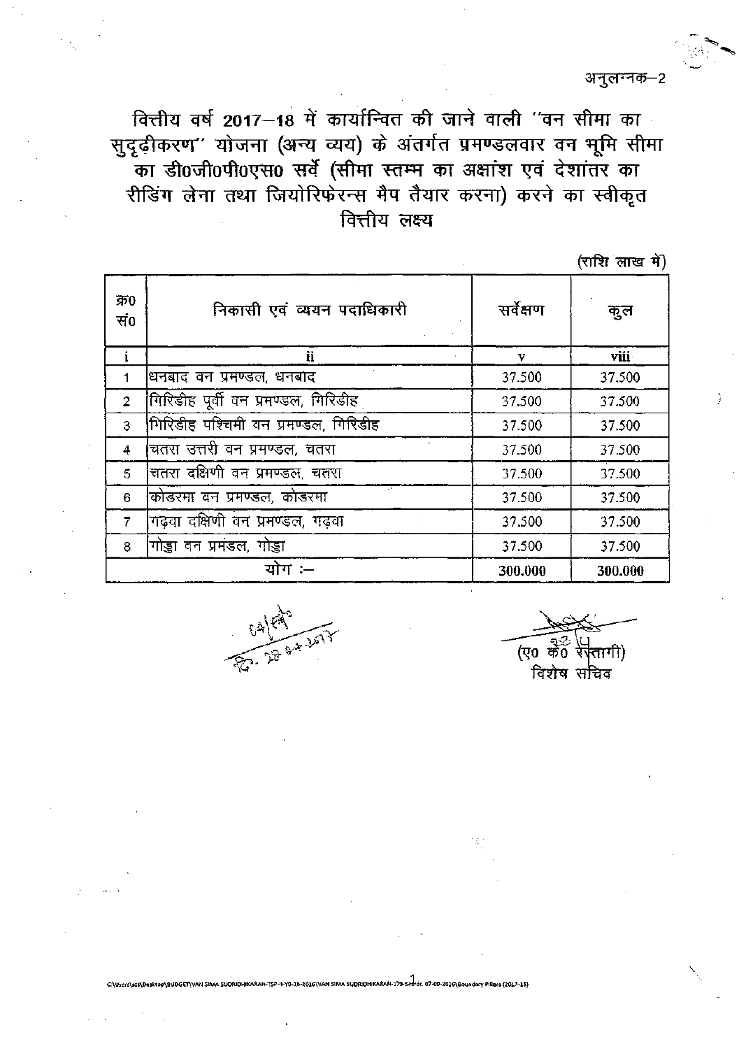अनुलग्नक–2

# वित्तीय वर्ष 2017–18 में कार्यान्वित की जाने वाली ''वन सीमा का सुदृढ़ीकरण'' योजना (अन्य व्यय) के अंतर्गत प्रमण्डलवार वन भूमि सीमा का डी0जी0पी0एस0 सर्वे (सीमा स्तम्भ का अक्षांश एवं देशांतर का रीडिंग लेना तथा जियोरिफेरन्स मैप तैयार करना) करने का स्वीकृत वित्तीय लक्ष्य

(राशि लाख में)

| क्र0 सं0 | निकासी एवं व्ययन पदाधिकारी | सर्वेक्षण | कुल |
|---|---|---|---|
| i | ii | v | viii |
| 1 | धनबाद वन प्रमण्डल, धनबाद | 37.500 | 37.500 |
| 2 | गिरिडीह पूर्वी वन प्रमण्डल, गिरिडीह | 37.500 | 37.500 |
| 3 | गिरिडीह पश्चिमी वन प्रमण्डल, गिरिडीह | 37.500 | 37.500 |
| 4 | चतरा उत्तरी वन प्रमण्डल, चतरा | 37.500 | 37.500 |
| 5 | चतरा दक्षिणी वन प्रमण्डल, चतरा | 37.500 | 37.500 |
| 6 | कोडरमा वन प्रमण्डल, कोडरमा | 37.500 | 37.500 |
| 7 | गढ़वा दक्षिणी वन प्रमण्डल, गढ़वा | 37.500 | 37.500 |
| 8 | गोड्डा वन प्रमंडल, गोड्डा | 37.500 | 37.500 |
| | योग :– | 300.000 | 300.000 |

(ए0 के0 रस्तोगी)
विशेष सचिव

C:\Users\sca\Desktop\BUDGET\VAN SIMA SUDRIDHIKARAN-TSP-4-YS-16-2016\VAN SIMA SUDRIDHIKARAN-279-54 dt. 07-09-2016\Boundary Pillars (2017-18)